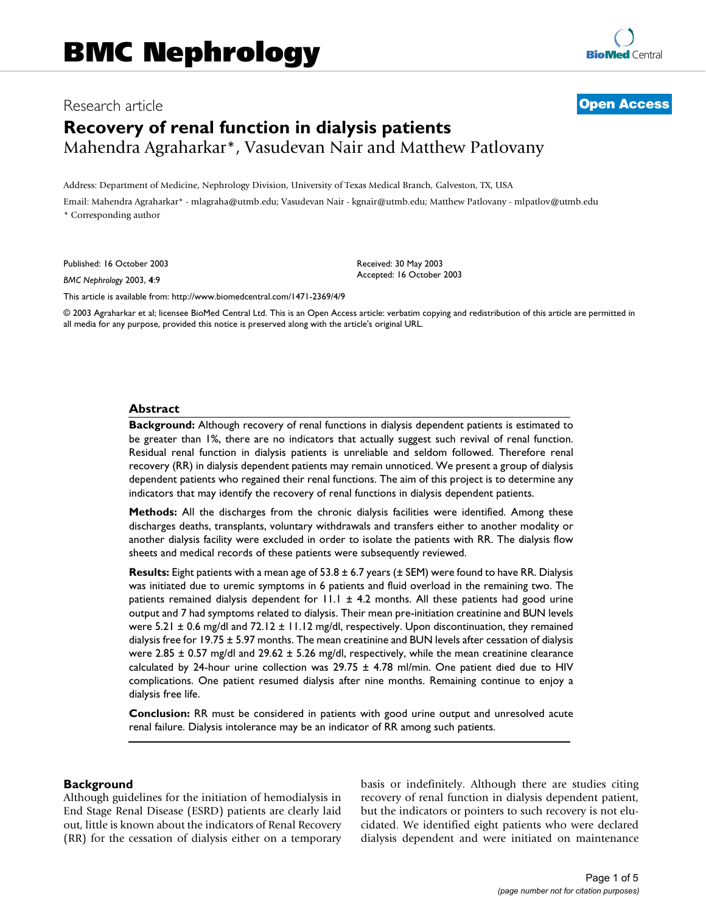BMC Nephrology

Research article

**Open Access**

# Recovery of renal function in dialysis patients

Mahendra Agraharkar*, Vasudevan Nair and Matthew Patlovany

Address: Department of Medicine, Nephrology Division, University of Texas Medical Branch, Galveston, TX, USA

Email: Mahendra Agraharkar* - mlagraha@utmb.edu; Vasudevan Nair - kgnair@utmb.edu; Matthew Patlovany - mlpatlov@utmb.edu

* Corresponding author

Published: 16 October 2003

*BMC Nephrology* 2003, **4**:9

Received: 30 May 2003
Accepted: 16 October 2003

This article is available from: http://www.biomedcentral.com/1471-2369/4/9

© 2003 Agraharkar et al; licensee BioMed Central Ltd. This is an Open Access article: verbatim copying and redistribution of this article are permitted in all media for any purpose, provided this notice is preserved along with the article's original URL.

## Abstract

**Background:** Although recovery of renal functions in dialysis dependent patients is estimated to be greater than 1%, there are no indicators that actually suggest such revival of renal function. Residual renal function in dialysis patients is unreliable and seldom followed. Therefore renal recovery (RR) in dialysis dependent patients may remain unnoticed. We present a group of dialysis dependent patients who regained their renal functions. The aim of this project is to determine any indicators that may identify the recovery of renal functions in dialysis dependent patients.

**Methods:** All the discharges from the chronic dialysis facilities were identified. Among these discharges deaths, transplants, voluntary withdrawals and transfers either to another modality or another dialysis facility were excluded in order to isolate the patients with RR. The dialysis flow sheets and medical records of these patients were subsequently reviewed.

**Results:** Eight patients with a mean age of 53.8 ± 6.7 years (± SEM) were found to have RR. Dialysis was initiated due to uremic symptoms in 6 patients and fluid overload in the remaining two. The patients remained dialysis dependent for 11.1 ± 4.2 months. All these patients had good urine output and 7 had symptoms related to dialysis. Their mean pre-initiation creatinine and BUN levels were 5.21 ± 0.6 mg/dl and 72.12 ± 11.12 mg/dl, respectively. Upon discontinuation, they remained dialysis free for 19.75 ± 5.97 months. The mean creatinine and BUN levels after cessation of dialysis were 2.85 ± 0.57 mg/dl and 29.62 ± 5.26 mg/dl, respectively, while the mean creatinine clearance calculated by 24-hour urine collection was 29.75 ± 4.78 ml/min. One patient died due to HIV complications. One patient resumed dialysis after nine months. Remaining continue to enjoy a dialysis free life.

**Conclusion:** RR must be considered in patients with good urine output and unresolved acute renal failure. Dialysis intolerance may be an indicator of RR among such patients.

## Background

Although guidelines for the initiation of hemodialysis in End Stage Renal Disease (ESRD) patients are clearly laid out, little is known about the indicators of Renal Recovery (RR) for the cessation of dialysis either on a temporary basis or indefinitely. Although there are studies citing recovery of renal function in dialysis dependent patient, but the indicators or pointers to such recovery is not elucidated. We identified eight patients who were declared dialysis dependent and were initiated on maintenance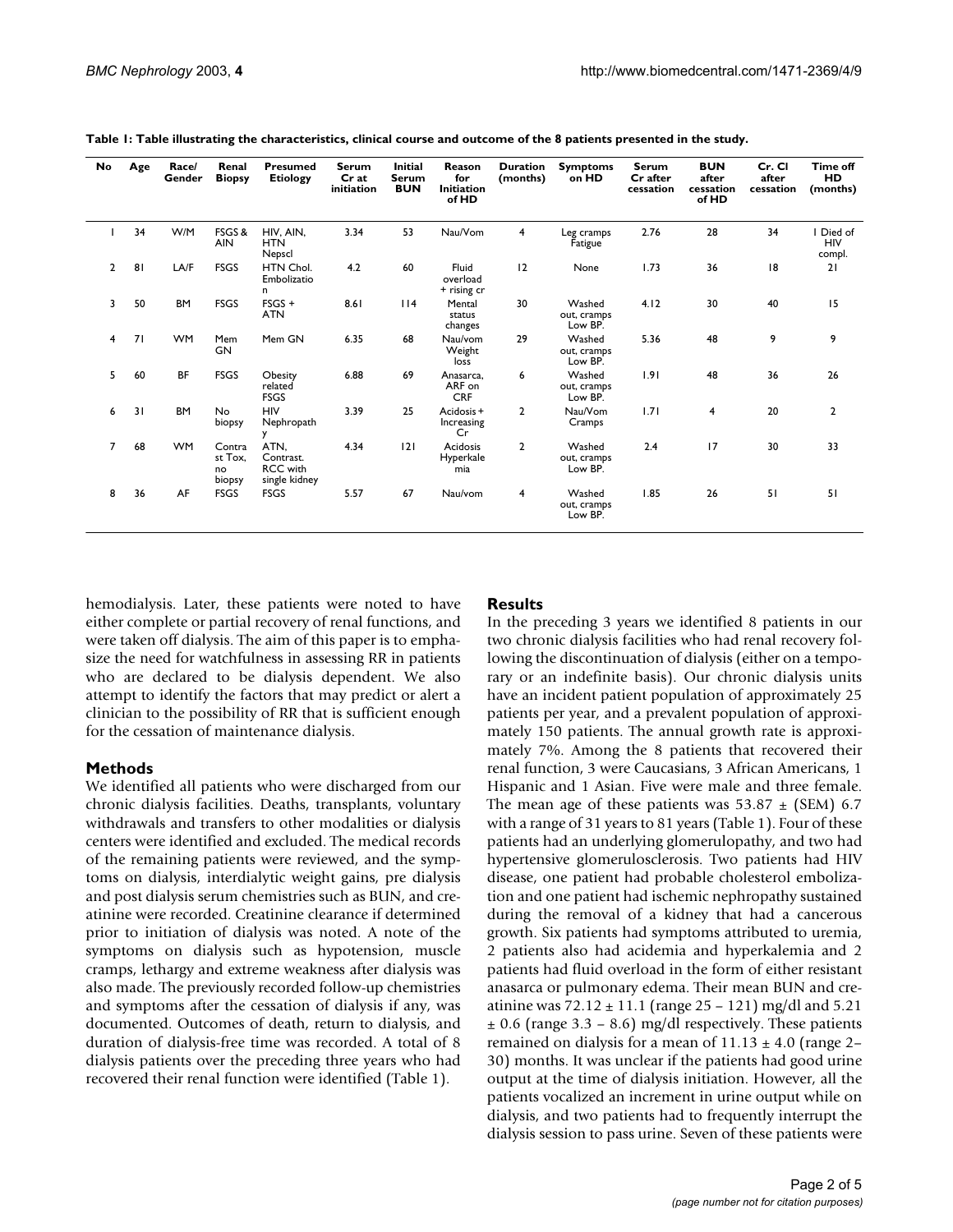**Table 1: Table illustrating the characteristics, clinical course and outcome of the 8 patients presented in the study.**

| No | Age | Race/ Gender | Renal Biopsy | Presumed Etiology | Serum Cr at initiation | Initial Serum BUN | Reason for Initiation of HD | Duration (months) | Symptoms on HD | Serum Cr after cessation | BUN after cessation of HD | Cr. Cl after cessation | Time off HD (months) |
|---|---|---|---|---|---|---|---|---|---|---|---|---|---|
| 1 | 34 | W/M | FSGS & AIN | HIV, AIN, HTN Nepscl | 3.34 | 53 | Nau/Vom | 4 | Leg cramps Fatigue | 2.76 | 28 | 34 | 1 Died of HIV compl. |
| 2 | 81 | LA/F | FSGS | HTN Chol. Embolization | 4.2 | 60 | Fluid overload + rising cr | 12 | None | 1.73 | 36 | 18 | 21 |
| 3 | 50 | BM | FSGS | FSGS + ATN | 8.61 | 114 | Mental status changes | 30 | Washed out, cramps Low BP. | 4.12 | 30 | 40 | 15 |
| 4 | 71 | WM | Mem GN | Mem GN | 6.35 | 68 | Nau/vom Weight loss | 29 | Washed out, cramps Low BP. | 5.36 | 48 | 9 | 9 |
| 5 | 60 | BF | FSGS | Obesity related FSGS | 6.88 | 69 | Anasarca, ARF on CRF | 6 | Washed out, cramps Low BP. | 1.91 | 48 | 36 | 26 |
| 6 | 31 | BM | No biopsy | HIV Nephropathy | 3.39 | 25 | Acidosis + Increasing Cr | 2 | Nau/Vom Cramps | 1.71 | 4 | 20 | 2 |
| 7 | 68 | WM | Contrast Tox, no biopsy | ATN, Contrast. RCC with single kidney | 4.34 | 121 | Acidosis Hyperkalemia | 2 | Washed out, cramps Low BP. | 2.4 | 17 | 30 | 33 |
| 8 | 36 | AF | FSGS | FSGS | 5.57 | 67 | Nau/vom | 4 | Washed out, cramps Low BP. | 1.85 | 26 | 51 | 51 |

hemodialysis. Later, these patients were noted to have either complete or partial recovery of renal functions, and were taken off dialysis. The aim of this paper is to emphasize the need for watchfulness in assessing RR in patients who are declared to be dialysis dependent. We also attempt to identify the factors that may predict or alert a clinician to the possibility of RR that is sufficient enough for the cessation of maintenance dialysis.

## Methods

We identified all patients who were discharged from our chronic dialysis facilities. Deaths, transplants, voluntary withdrawals and transfers to other modalities or dialysis centers were identified and excluded. The medical records of the remaining patients were reviewed, and the symptoms on dialysis, interdialytic weight gains, pre dialysis and post dialysis serum chemistries such as BUN, and creatinine were recorded. Creatinine clearance if determined prior to initiation of dialysis was noted. A note of the symptoms on dialysis such as hypotension, muscle cramps, lethargy and extreme weakness after dialysis was also made. The previously recorded follow-up chemistries and symptoms after the cessation of dialysis if any, was documented. Outcomes of death, return to dialysis, and duration of dialysis-free time was recorded. A total of 8 dialysis patients over the preceding three years who had recovered their renal function were identified (Table 1).

## Results

In the preceding 3 years we identified 8 patients in our two chronic dialysis facilities who had renal recovery following the discontinuation of dialysis (either on a temporary or an indefinite basis). Our chronic dialysis units have an incident patient population of approximately 25 patients per year, and a prevalent population of approximately 150 patients. The annual growth rate is approximately 7%. Among the 8 patients that recovered their renal function, 3 were Caucasians, 3 African Americans, 1 Hispanic and 1 Asian. Five were male and three female. The mean age of these patients was $53.87 \pm$ (SEM) 6.7 with a range of 31 years to 81 years (Table 1). Four of these patients had an underlying glomerulopathy, and two had hypertensive glomerulosclerosis. Two patients had HIV disease, one patient had probable cholesterol embolization and one patient had ischemic nephropathy sustained during the removal of a kidney that had a cancerous growth. Six patients had symptoms attributed to uremia, 2 patients also had acidemia and hyperkalemia and 2 patients had fluid overload in the form of either resistant anasarca or pulmonary edema. Their mean BUN and creatinine was $72.12 \pm 11.1$ (range 25 – 121) mg/dl and 5.21 $\pm$ 0.6 (range 3.3 – 8.6) mg/dl respectively. These patients remained on dialysis for a mean of $11.13 \pm 4.0$ (range 2–30) months. It was unclear if the patients had good urine output at the time of dialysis initiation. However, all the patients vocalized an increment in urine output while on dialysis, and two patients had to frequently interrupt the dialysis session to pass urine. Seven of these patients were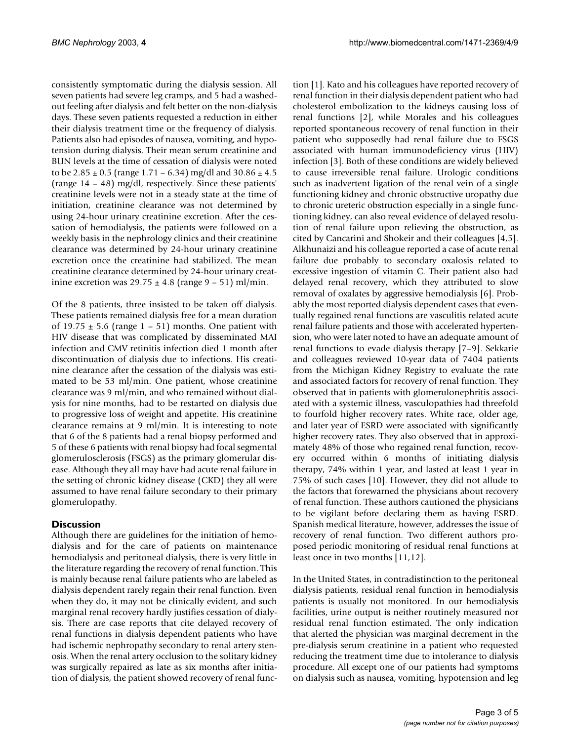consistently symptomatic during the dialysis session. All seven patients had severe leg cramps, and 5 had a washed-out feeling after dialysis and felt better on the non-dialysis days. These seven patients requested a reduction in either their dialysis treatment time or the frequency of dialysis. Patients also had episodes of nausea, vomiting, and hypotension during dialysis. Their mean serum creatinine and BUN levels at the time of cessation of dialysis were noted to be $2.85 \pm 0.5$ (range 1.71 – 6.34) mg/dl and $30.86 \pm 4.5$ (range 14 – 48) mg/dl, respectively. Since these patients' creatinine levels were not in a steady state at the time of initiation, creatinine clearance was not determined by using 24-hour urinary creatinine excretion. After the cessation of hemodialysis, the patients were followed on a weekly basis in the nephrology clinics and their creatinine clearance was determined by 24-hour urinary creatinine excretion once the creatinine had stabilized. The mean creatinine clearance determined by 24-hour urinary creatinine excretion was $29.75 \pm 4.8$ (range 9 – 51) ml/min.

Of the 8 patients, three insisted to be taken off dialysis. These patients remained dialysis free for a mean duration of $19.75 \pm 5.6$ (range 1 – 51) months. One patient with HIV disease that was complicated by disseminated MAI infection and CMV retinitis infection died 1 month after discontinuation of dialysis due to infections. His creatinine clearance after the cessation of the dialysis was estimated to be 53 ml/min. One patient, whose creatinine clearance was 9 ml/min, and who remained without dialysis for nine months, had to be restarted on dialysis due to progressive loss of weight and appetite. His creatinine clearance remains at 9 ml/min. It is interesting to note that 6 of the 8 patients had a renal biopsy performed and 5 of these 6 patients with renal biopsy had focal segmental glomerulosclerosis (FSGS) as the primary glomerular disease. Although they all may have had acute renal failure in the setting of chronic kidney disease (CKD) they all were assumed to have renal failure secondary to their primary glomerulopathy.

## Discussion

Although there are guidelines for the initiation of hemodialysis and for the care of patients on maintenance hemodialysis and peritoneal dialysis, there is very little in the literature regarding the recovery of renal function. This is mainly because renal failure patients who are labeled as dialysis dependent rarely regain their renal function. Even when they do, it may not be clinically evident, and such marginal renal recovery hardly justifies cessation of dialysis. There are case reports that cite delayed recovery of renal functions in dialysis dependent patients who have had ischemic nephropathy secondary to renal artery stenosis. When the renal artery occlusion to the solitary kidney was surgically repaired as late as six months after initiation of dialysis, the patient showed recovery of renal function [1]. Kato and his colleagues have reported recovery of renal function in their dialysis dependent patient who had cholesterol embolization to the kidneys causing loss of renal functions [2], while Morales and his colleagues reported spontaneous recovery of renal function in their patient who supposedly had renal failure due to FSGS associated with human immunodeficiency virus (HIV) infection [3]. Both of these conditions are widely believed to cause irreversible renal failure. Urologic conditions such as inadvertent ligation of the renal vein of a single functioning kidney and chronic obstructive uropathy due to chronic ureteric obstruction especially in a single functioning kidney, can also reveal evidence of delayed resolution of renal failure upon relieving the obstruction, as cited by Cancarini and Shokeir and their colleagues [4,5]. Alkhunaizi and his colleague reported a case of acute renal failure due probably to secondary oxalosis related to excessive ingestion of vitamin C. Their patient also had delayed renal recovery, which they attributed to slow removal of oxalates by aggressive hemodialysis [6]. Probably the most reported dialysis dependent cases that eventually regained renal functions are vasculitis related acute renal failure patients and those with accelerated hypertension, who were later noted to have an adequate amount of renal functions to evade dialysis therapy [7–9]. Sekkarie and colleagues reviewed 10-year data of 7404 patients from the Michigan Kidney Registry to evaluate the rate and associated factors for recovery of renal function. They observed that in patients with glomerulonephritis associated with a systemic illness, vasculopathies had threefold to fourfold higher recovery rates. White race, older age, and later year of ESRD were associated with significantly higher recovery rates. They also observed that in approximately 48% of those who regained renal function, recovery occurred within 6 months of initiating dialysis therapy, 74% within 1 year, and lasted at least 1 year in 75% of such cases [10]. However, they did not allude to the factors that forewarned the physicians about recovery of renal function. These authors cautioned the physicians to be vigilant before declaring them as having ESRD. Spanish medical literature, however, addresses the issue of recovery of renal function. Two different authors proposed periodic monitoring of residual renal functions at least once in two months [11,12].

In the United States, in contradistinction to the peritoneal dialysis patients, residual renal function in hemodialysis patients is usually not monitored. In our hemodialysis facilities, urine output is neither routinely measured nor residual renal function estimated. The only indication that alerted the physician was marginal decrement in the pre-dialysis serum creatinine in a patient who requested reducing the treatment time due to intolerance to dialysis procedure. All except one of our patients had symptoms on dialysis such as nausea, vomiting, hypotension and leg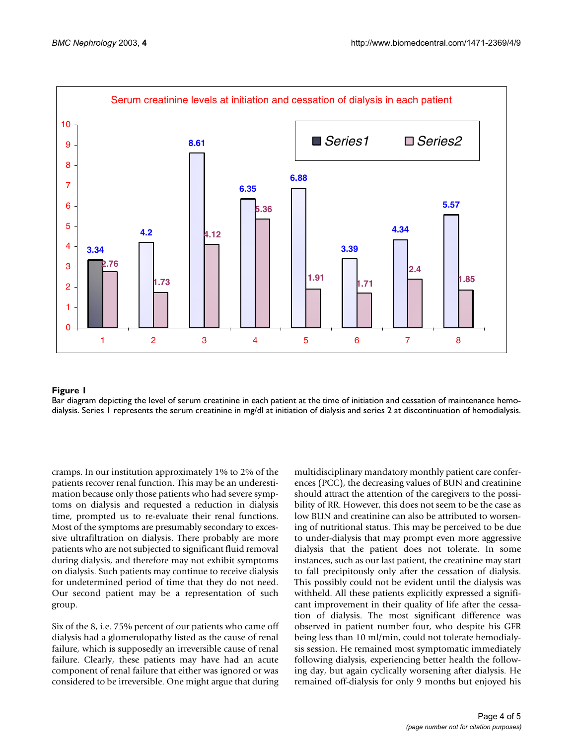Serum creatinine levels at initiation and cessation of dialysis in each patient

Series1 Series2

10
9
8
7
6
5
4
3
2
1
0

1 2 3 4 5 6 7 8

3.34 2.76 4.2 1.73 8.61 4.12 6.35 5.36 6.88 1.91 3.39 1.71 4.34 2.4 5.57 1.85

**Figure 1**

Bar diagram depicting the level of serum creatinine in each patient at the time of initiation and cessation of maintenance hemodialysis. Series 1 represents the serum creatinine in mg/dl at initiation of dialysis and series 2 at discontinuation of hemodialysis.

cramps. In our institution approximately 1% to 2% of the patients recover renal function. This may be an underestimation because only those patients who had severe symptoms on dialysis and requested a reduction in dialysis time, prompted us to re-evaluate their renal functions. Most of the symptoms are presumably secondary to excessive ultrafiltration on dialysis. There probably are more patients who are not subjected to significant fluid removal during dialysis, and therefore may not exhibit symptoms on dialysis. Such patients may continue to receive dialysis for undetermined period of time that they do not need. Our second patient may be a representation of such group.

Six of the 8, i.e. 75% percent of our patients who came off dialysis had a glomerulopathy listed as the cause of renal failure, which is supposedly an irreversible cause of renal failure. Clearly, these patients may have had an acute component of renal failure that either was ignored or was considered to be irreversible. One might argue that during multidisciplinary mandatory monthly patient care conferences (PCC), the decreasing values of BUN and creatinine should attract the attention of the caregivers to the possibility of RR. However, this does not seem to be the case as low BUN and creatinine can also be attributed to worsening of nutritional status. This may be perceived to be due to under-dialysis that may prompt even more aggressive dialysis that the patient does not tolerate. In some instances, such as our last patient, the creatinine may start to fall precipitously only after the cessation of dialysis. This possibly could not be evident until the dialysis was withheld. All these patients explicitly expressed a significant improvement in their quality of life after the cessation of dialysis. The most significant difference was observed in patient number four, who despite his GFR being less than 10 ml/min, could not tolerate hemodialysis session. He remained most symptomatic immediately following dialysis, experiencing better health the following day, but again cyclically worsening after dialysis. He remained off-dialysis for only 9 months but enjoyed his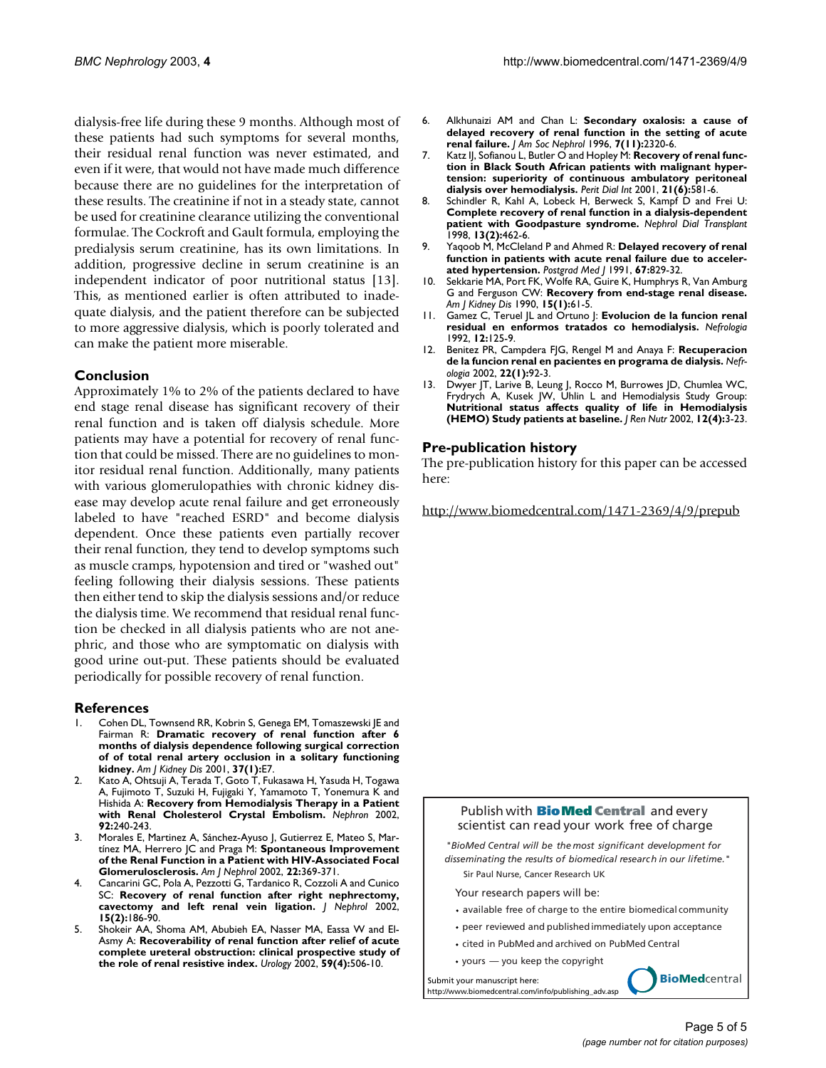dialysis-free life during these 9 months. Although most of these patients had such symptoms for several months, their residual renal function was never estimated, and even if it were, that would not have made much difference because there are no guidelines for the interpretation of these results. The creatinine if not in a steady state, cannot be used for creatinine clearance utilizing the conventional formulae. The Cockroft and Gault formula, employing the predialysis serum creatinine, has its own limitations. In addition, progressive decline in serum creatinine is an independent indicator of poor nutritional status [13]. This, as mentioned earlier is often attributed to inadequate dialysis, and the patient therefore can be subjected to more aggressive dialysis, which is poorly tolerated and can make the patient more miserable.

## Conclusion

Approximately 1% to 2% of the patients declared to have end stage renal disease has significant recovery of their renal function and is taken off dialysis schedule. More patients may have a potential for recovery of renal function that could be missed. There are no guidelines to monitor residual renal function. Additionally, many patients with various glomerulopathies with chronic kidney disease may develop acute renal failure and get erroneously labeled to have "reached ESRD" and become dialysis dependent. Once these patients even partially recover their renal function, they tend to develop symptoms such as muscle cramps, hypotension and tired or "washed out" feeling following their dialysis sessions. These patients then either tend to skip the dialysis sessions and/or reduce the dialysis time. We recommend that residual renal function be checked in all dialysis patients who are not anephric, and those who are symptomatic on dialysis with good urine out-put. These patients should be evaluated periodically for possible recovery of renal function.

## References

1. Cohen DL, Townsend RR, Kobrin S, Genega EM, Tomaszewski JE and Fairman R: **Dramatic recovery of renal function after 6 months of dialysis dependence following surgical correction of of total renal artery occlusion in a solitary functioning kidney.** *Am J Kidney Dis* 2001, **37(1):**E7.
2. Kato A, Ohtsuji A, Terada T, Goto T, Fukasawa H, Yasuda H, Togawa A, Fujimoto T, Suzuki H, Fujigaki Y, Yamamoto T, Yonemura K and Hishida A: **Recovery from Hemodialysis Therapy in a Patient with Renal Cholesterol Crystal Embolism.** *Nephron* 2002, **92:**240-243.
3. Morales E, Martinez A, Sánchez-Ayuso J, Gutierrez E, Mateo S, Martínez MA, Herrero JC and Praga M: **Spontaneous Improvement of the Renal Function in a Patient with HIV-Associated Focal Glomerulosclerosis.** *Am J Nephrol* 2002, **22:**369-371.
4. Cancarini GC, Pola A, Pezzotti G, Tardanico R, Cozzoli A and Cunico SC: **Recovery of renal function after right nephrectomy, cavectomy and left renal vein ligation.** *J Nephrol* 2002, **15(2):**186-90.
5. Shokeir AA, Shoma AM, Abubieh EA, Nasser MA, Eassa W and El-Asmy A: **Recoverability of renal function after relief of acute complete ureteral obstruction: clinical prospective study of the role of renal resistive index.** *Urology* 2002, **59(4):**506-10.
6. Alkhunaizi AM and Chan L: **Secondary oxalosis: a cause of delayed recovery of renal function in the setting of acute renal failure.** *J Am Soc Nephrol* 1996, **7(11):**2320-6.
7. Katz IJ, Sofianou L, Butler O and Hopley M: **Recovery of renal function in Black South African patients with malignant hypertension: superiority of continuous ambulatory peritoneal dialysis over hemodialysis.** *Perit Dial Int* 2001, **21(6):**581-6.
8. Schindler R, Kahl A, Lobeck H, Berweck S, Kampf D and Frei U: **Complete recovery of renal function in a dialysis-dependent patient with Goodpasture syndrome.** *Nephrol Dial Transplant* 1998, **13(2):**462-6.
9. Yaqoob M, McCleland P and Ahmed R: **Delayed recovery of renal function in patients with acute renal failure due to accelerated hypertension.** *Postgrad Med J* 1991, **67:**829-32.
10. Sekkarie MA, Port FK, Wolfe RA, Guire K, Humphrys R, Van Amburg G and Ferguson CW: **Recovery from end-stage renal disease.** *Am J Kidney Dis* 1990, **15(1):**61-5.
11. Gamez C, Teruel JL and Ortuno J: **Evolucion de la funcion renal residual en enformos tratados co hemodialysis.** *Nefrologia* 1992, **12:**125-9.
12. Benitez PR, Campdera FJG, Rengel M and Anaya F: **Recuperacion de la funcion renal en pacientes en programa de dialysis.** *Nefrologia* 2002, **22(1):**92-3.
13. Dwyer JT, Larive B, Leung J, Rocco M, Burrowes JD, Chumlea WC, Frydrych A, Kusek JW, Uhlin L and Hemodialysis Study Group: **Nutritional status affects quality of life in Hemodialysis (HEMO) Study patients at baseline.** *J Ren Nutr* 2002, **12(4):**3-23.

## Pre-publication history

The pre-publication history for this paper can be accessed here:

http://www.biomedcentral.com/1471-2369/4/9/prepub

Publish with **BioMed Central** and every scientist can read your work free of charge

*"BioMed Central will be the most significant development for disseminating the results of biomedical research in our lifetime."*

Sir Paul Nurse, Cancer Research UK

Your research papers will be:

- available free of charge to the entire biomedical community
- peer reviewed and published immediately upon acceptance
- cited in PubMed and archived on PubMed Central
- yours — you keep the copyright

Submit your manuscript here:
http://www.biomedcentral.com/info/publishing_adv.asp

BioMedcentral